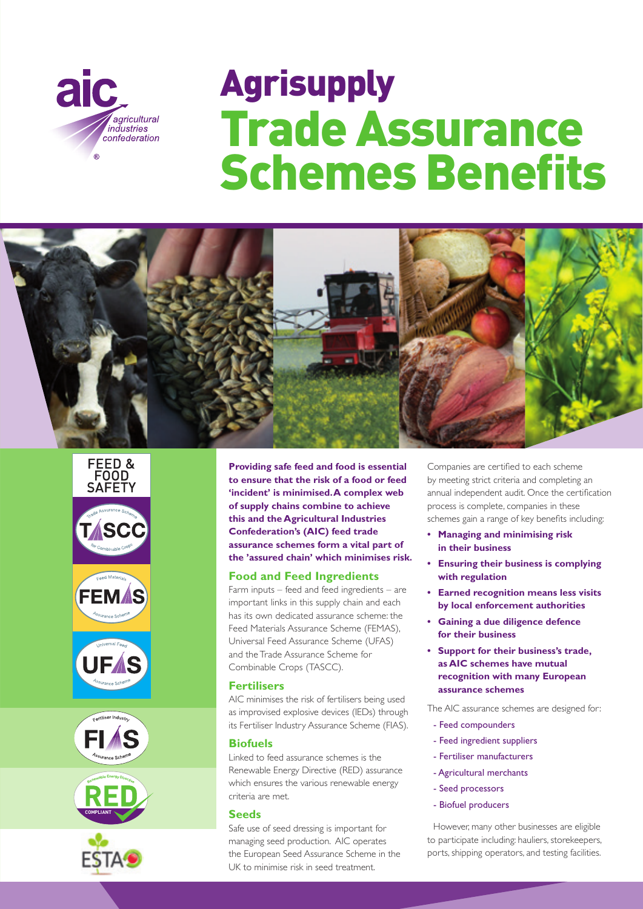# Agrisupply Trade Assurance Schemes Benefits

FEED & FOOD SAFETY

**Providing safe feed and food is essential to ensure that the risk of a food or feed 'incident' is minimised. A complex web of supply chains combine to achieve this and the Agricultural Industries Confederation's (AIC) feed trade assurance schemes form a vital part of the 'assured chain' which minimises risk.**

### Food and Feed Ingredients

Farm inputs – feed and feed ingredients – are important links in this supply chain and each has its own dedicated assurance scheme: the Feed Materials Assurance Scheme (FEMAS), Universal Feed Assurance Scheme (UFAS) and the Trade Assurance Scheme for Combinable Crops (TASCC).

### Fertilisers

AIC minimises the risk of fertilisers being used as improvised explosive devices (IEDs) through its Fertiliser Industry Assurance Scheme (FIAS).

### Biofuels

Linked to feed assurance schemes is the Renewable Energy Directive (RED) assurance which ensures the various renewable energy criteria are met.

### Seeds

Safe use of seed dressing is important for managing seed production. AIC operates the European Seed Assurance Scheme in the UK to minimise risk in seed treatment.

Companies are certified to each scheme by meeting strict criteria and completing an annual independent audit. Once the certification process is complete, companies in these schemes gain a range of key benefits including:

- **Managing and minimising risk in their business**
- **Ensuring their business is complying with regulation**
- **Earned recognition means less visits by local enforcement authorities**
- **Gaining a due diligence defence for their business**
- **Support for their business's trade, as AIC schemes have mutual recognition with many European assurance schemes**

The AIC assurance schemes are designed for:

- Feed compounders
- Feed ingredient suppliers
- Fertiliser manufacturers
- Agricultural merchants
- Seed processors
- Biofuel producers

However, many other businesses are eligible to participate including: hauliers, storekeepers, ports, shipping operators, and testing facilities.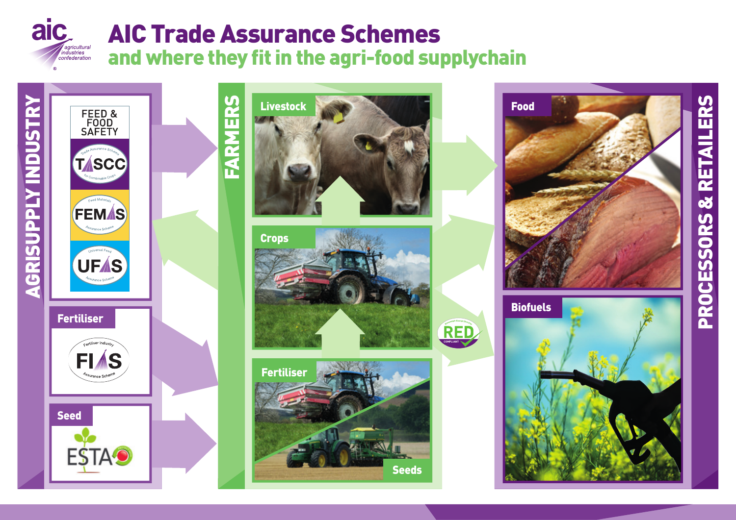# AIC Trade Assurance Schemes

## and where they fit in the agri-food supplychain

### AGRISUPPLY INDUSTRY

**FEED & FOOD SAFETY**

- TASCC – Trade Assurance Scheme for Combinable Crops
- FEMAS – Feed Materials Assurance Scheme
- UFAS – Universal Feed Assurance Scheme

**Fertiliser**

- FIAS – Fertiliser Industry Assurance Scheme

**Seed**

- ESTA

### FARMERS

- Livestock
- Crops
- Fertiliser
- Seeds

RED – Renewable Energy Directive – COMPLIANT

### PROCESSORS & RETAILERS

- Food
- Biofuels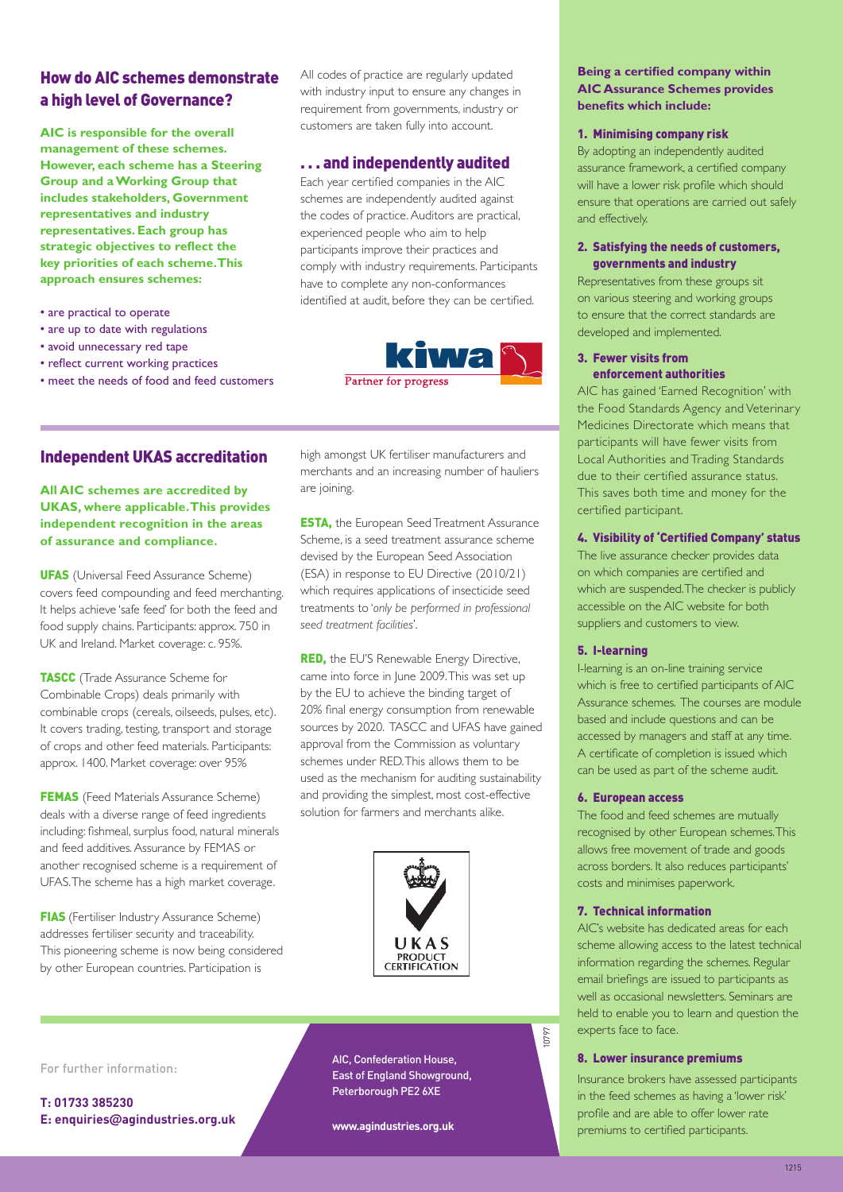## How do AIC schemes demonstrate a high level of Governance?

**AIC is responsible for the overall management of these schemes. However, each scheme has a Steering Group and a Working Group that includes stakeholders, Government representatives and industry representatives. Each group has strategic objectives to reflect the key priorities of each scheme. This approach ensures schemes:**

- are practical to operate
- are up to date with regulations
- avoid unnecessary red tape
- reflect current working practices
- meet the needs of food and feed customers

All codes of practice are regularly updated with industry input to ensure any changes in requirement from governments, industry or customers are taken fully into account.

## . . . and independently audited

Each year certified companies in the AIC schemes are independently audited against the codes of practice. Auditors are practical, experienced people who aim to help participants improve their practices and comply with industry requirements. Participants have to complete any non-conformances identified at audit, before they can be certified.

kiwa
Partner for progress

## Independent UKAS accreditation

**All AIC schemes are accredited by UKAS, where applicable. This provides independent recognition in the areas of assurance and compliance.**

**UFAS** (Universal Feed Assurance Scheme) covers feed compounding and feed merchanting. It helps achieve 'safe feed' for both the feed and food supply chains. Participants: approx. 750 in UK and Ireland. Market coverage: c. 95%.

**TASCC** (Trade Assurance Scheme for Combinable Crops) deals primarily with combinable crops (cereals, oilseeds, pulses, etc). It covers trading, testing, transport and storage of crops and other feed materials. Participants: approx. 1400. Market coverage: over 95%

**FEMAS** (Feed Materials Assurance Scheme) deals with a diverse range of feed ingredients including: fishmeal, surplus food, natural minerals and feed additives. Assurance by FEMAS or another recognised scheme is a requirement of UFAS. The scheme has a high market coverage.

**FIAS** (Fertiliser Industry Assurance Scheme) addresses fertiliser security and traceability. This pioneering scheme is now being considered by other European countries. Participation is high amongst UK fertiliser manufacturers and merchants and an increasing number of hauliers are joining.

**ESTA,** the European Seed Treatment Assurance Scheme, is a seed treatment assurance scheme devised by the European Seed Association (ESA) in response to EU Directive (2010/21) which requires applications of insecticide seed treatments to '*only be performed in professional seed treatment facilities*'.

**RED,** the EU'S Renewable Energy Directive, came into force in June 2009. This was set up by the EU to achieve the binding target of 20% final energy consumption from renewable sources by 2020. TASCC and UFAS have gained approval from the Commission as voluntary schemes under RED. This allows them to be used as the mechanism for auditing sustainability and providing the simplest, most cost-effective solution for farmers and merchants alike.

UKAS
PRODUCT
CERTIFICATION

**Being a certified company within AIC Assurance Schemes provides benefits which include:**

### 1. Minimising company risk

By adopting an independently audited assurance framework, a certified company will have a lower risk profile which should ensure that operations are carried out safely and effectively.

### 2. Satisfying the needs of customers, governments and industry

Representatives from these groups sit on various steering and working groups to ensure that the correct standards are developed and implemented.

### 3. Fewer visits from enforcement authorities

AIC has gained 'Earned Recognition' with the Food Standards Agency and Veterinary Medicines Directorate which means that participants will have fewer visits from Local Authorities and Trading Standards due to their certified assurance status. This saves both time and money for the certified participant.

### 4. Visibility of 'Certified Company' status

The live assurance checker provides data on which companies are certified and which are suspended. The checker is publicly accessible on the AIC website for both suppliers and customers to view.

### 5. I-learning

I-learning is an on-line training service which is free to certified participants of AIC Assurance schemes. The courses are module based and include questions and can be accessed by managers and staff at any time. A certificate of completion is issued which can be used as part of the scheme audit.

### 6. European access

The food and feed schemes are mutually recognised by other European schemes. This allows free movement of trade and goods across borders. It also reduces participants' costs and minimises paperwork.

### 7. Technical information

AIC's website has dedicated areas for each scheme allowing access to the latest technical information regarding the schemes. Regular email briefings are issued to participants as well as occasional newsletters. Seminars are held to enable you to learn and question the experts face to face.

### 8. Lower insurance premiums

Insurance brokers have assessed participants in the feed schemes as having a 'lower risk' profile and are able to offer lower rate premiums to certified participants.

For further information:

**T: 01733 385230**
**E: enquiries@agindustries.org.uk**

AIC, Confederation House,
East of England Showground,
Peterborough PE2 6XE

**www.agindustries.org.uk**

10797

1215